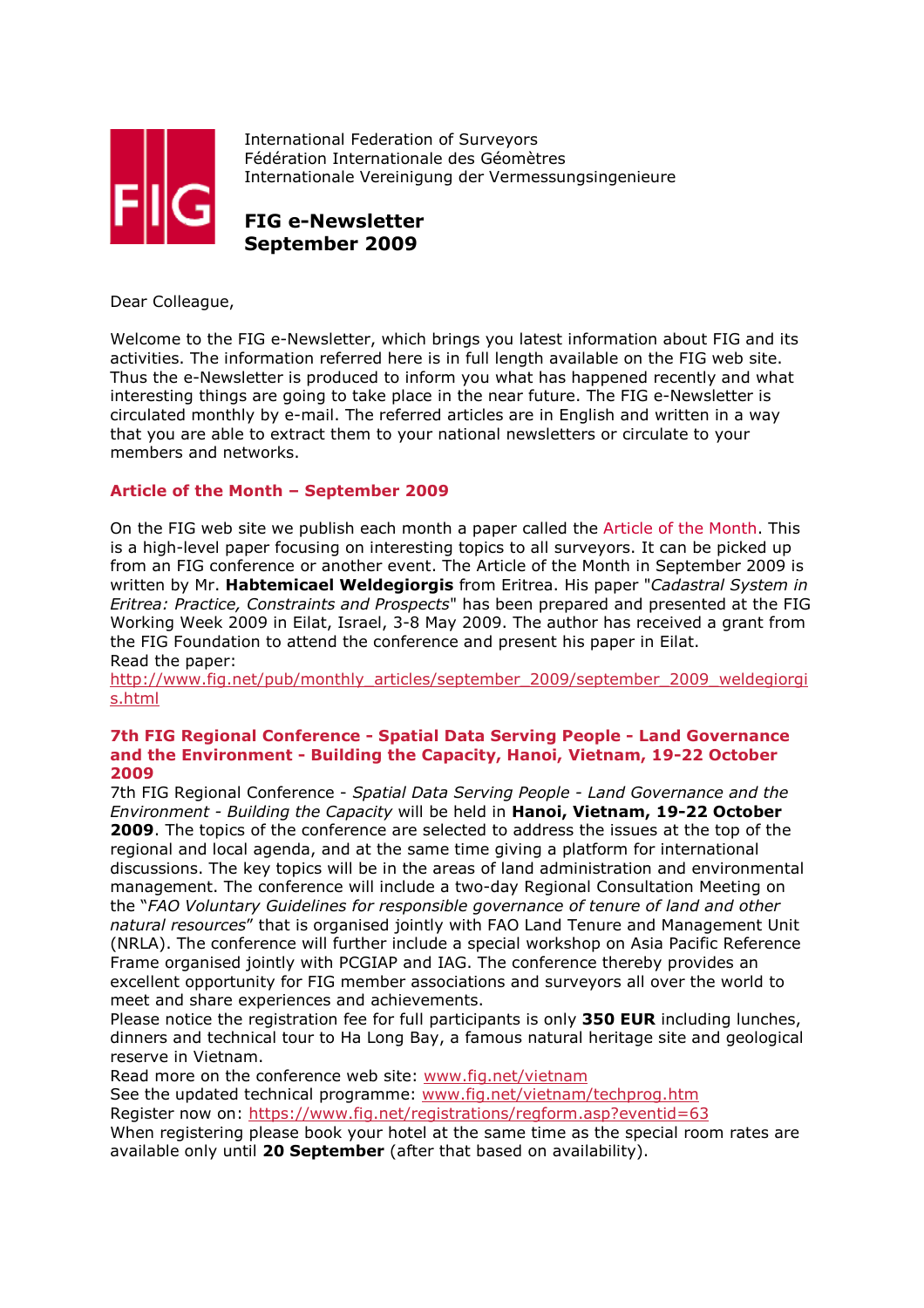International Federation of Surveyors
Fédération Internationale des Géomètres
Internationale Vereinigung der Vermessungsingenieure

# FIG e-Newsletter
# September 2009

Dear Colleague,

Welcome to the FIG e-Newsletter, which brings you latest information about FIG and its activities. The information referred here is in full length available on the FIG web site. Thus the e-Newsletter is produced to inform you what has happened recently and what interesting things are going to take place in the near future. The FIG e-Newsletter is circulated monthly by e-mail. The referred articles are in English and written in a way that you are able to extract them to your national newsletters or circulate to your members and networks.

## Article of the Month – September 2009

On the FIG web site we publish each month a paper called the Article of the Month. This is a high-level paper focusing on interesting topics to all surveyors. It can be picked up from an FIG conference or another event. The Article of the Month in September 2009 is written by Mr. **Habtemicael Weldegiorgis** from Eritrea. His paper "*Cadastral System in Eritrea: Practice, Constraints and Prospects*" has been prepared and presented at the FIG Working Week 2009 in Eilat, Israel, 3-8 May 2009. The author has received a grant from the FIG Foundation to attend the conference and present his paper in Eilat.
Read the paper:
http://www.fig.net/pub/monthly_articles/september_2009/september_2009_weldegiorgis.html

## 7th FIG Regional Conference - Spatial Data Serving People - Land Governance and the Environment - Building the Capacity, Hanoi, Vietnam, 19-22 October 2009

7th FIG Regional Conference - *Spatial Data Serving People - Land Governance and the Environment - Building the Capacity* will be held in **Hanoi, Vietnam, 19-22 October 2009**. The topics of the conference are selected to address the issues at the top of the regional and local agenda, and at the same time giving a platform for international discussions. The key topics will be in the areas of land administration and environmental management. The conference will include a two-day Regional Consultation Meeting on the "*FAO Voluntary Guidelines for responsible governance of tenure of land and other natural resources*" that is organised jointly with FAO Land Tenure and Management Unit (NRLA). The conference will further include a special workshop on Asia Pacific Reference Frame organised jointly with PCGIAP and IAG. The conference thereby provides an excellent opportunity for FIG member associations and surveyors all over the world to meet and share experiences and achievements.
Please notice the registration fee for full participants is only **350 EUR** including lunches, dinners and technical tour to Ha Long Bay, a famous natural heritage site and geological reserve in Vietnam.
Read more on the conference web site: www.fig.net/vietnam
See the updated technical programme: www.fig.net/vietnam/techprog.htm
Register now on: https://www.fig.net/registrations/regform.asp?eventid=63
When registering please book your hotel at the same time as the special room rates are available only until **20 September** (after that based on availability).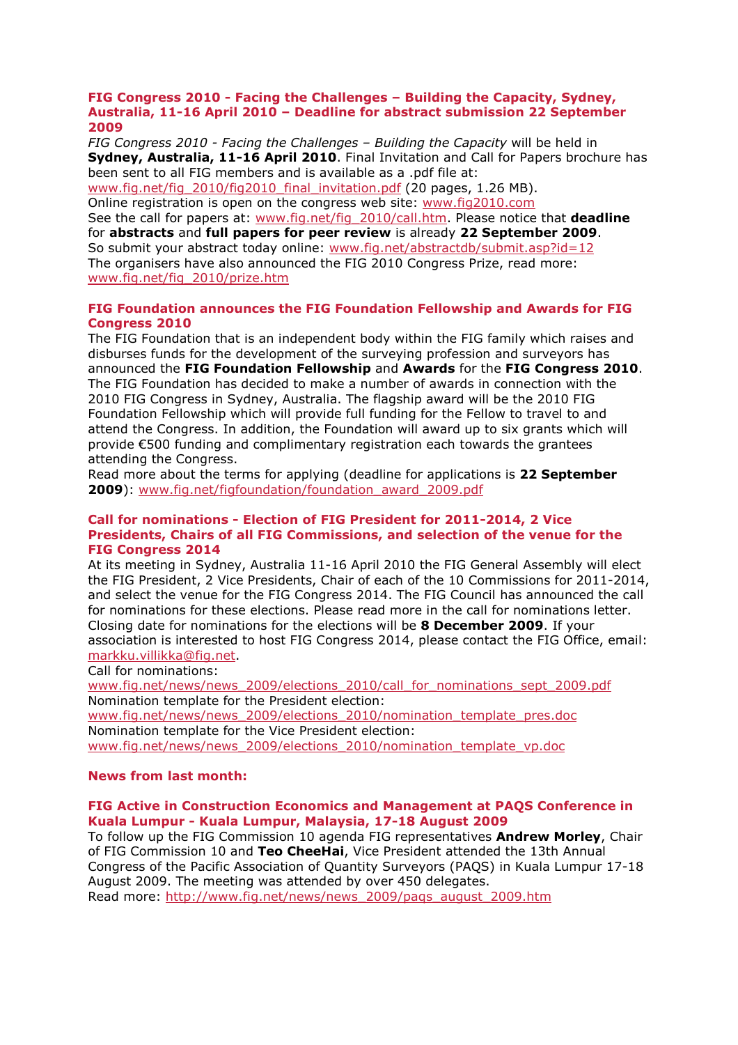### FIG Congress 2010 - Facing the Challenges – Building the Capacity, Sydney, Australia, 11-16 April 2010 – Deadline for abstract submission 22 September 2009

*FIG Congress 2010 - Facing the Challenges – Building the Capacity* will be held in **Sydney, Australia, 11-16 April 2010**. Final Invitation and Call for Papers brochure has been sent to all FIG members and is available as a .pdf file at: www.fig.net/fig_2010/fig2010_final_invitation.pdf (20 pages, 1.26 MB).
Online registration is open on the congress web site: www.fig2010.com
See the call for papers at: www.fig.net/fig_2010/call.htm. Please notice that **deadline** for **abstracts** and **full papers for peer review** is already **22 September 2009**.
So submit your abstract today online: www.fig.net/abstractdb/submit.asp?id=12
The organisers have also announced the FIG 2010 Congress Prize, read more: www.fig.net/fig_2010/prize.htm

### FIG Foundation announces the FIG Foundation Fellowship and Awards for FIG Congress 2010

The FIG Foundation that is an independent body within the FIG family which raises and disburses funds for the development of the surveying profession and surveyors has announced the **FIG Foundation Fellowship** and **Awards** for the **FIG Congress 2010**. The FIG Foundation has decided to make a number of awards in connection with the 2010 FIG Congress in Sydney, Australia. The flagship award will be the 2010 FIG Foundation Fellowship which will provide full funding for the Fellow to travel to and attend the Congress. In addition, the Foundation will award up to six grants which will provide €500 funding and complimentary registration each towards the grantees attending the Congress.
Read more about the terms for applying (deadline for applications is **22 September 2009**): www.fig.net/figfoundation/foundation_award_2009.pdf

### Call for nominations - Election of FIG President for 2011-2014, 2 Vice Presidents, Chairs of all FIG Commissions, and selection of the venue for the FIG Congress 2014

At its meeting in Sydney, Australia 11-16 April 2010 the FIG General Assembly will elect the FIG President, 2 Vice Presidents, Chair of each of the 10 Commissions for 2011-2014, and select the venue for the FIG Congress 2014. The FIG Council has announced the call for nominations for these elections. Please read more in the call for nominations letter. Closing date for nominations for the elections will be **8 December 2009**. If your association is interested to host FIG Congress 2014, please contact the FIG Office, email: markku.villikka@fig.net.
Call for nominations:
www.fig.net/news/news_2009/elections_2010/call_for_nominations_sept_2009.pdf
Nomination template for the President election:
www.fig.net/news/news_2009/elections_2010/nomination_template_pres.doc
Nomination template for the Vice President election:
www.fig.net/news/news_2009/elections_2010/nomination_template_vp.doc

## News from last month:

### FIG Active in Construction Economics and Management at PAQS Conference in Kuala Lumpur - Kuala Lumpur, Malaysia, 17-18 August 2009

To follow up the FIG Commission 10 agenda FIG representatives **Andrew Morley**, Chair of FIG Commission 10 and **Teo CheeHai**, Vice President attended the 13th Annual Congress of the Pacific Association of Quantity Surveyors (PAQS) in Kuala Lumpur 17-18 August 2009. The meeting was attended by over 450 delegates.
Read more: http://www.fig.net/news/news_2009/paqs_august_2009.htm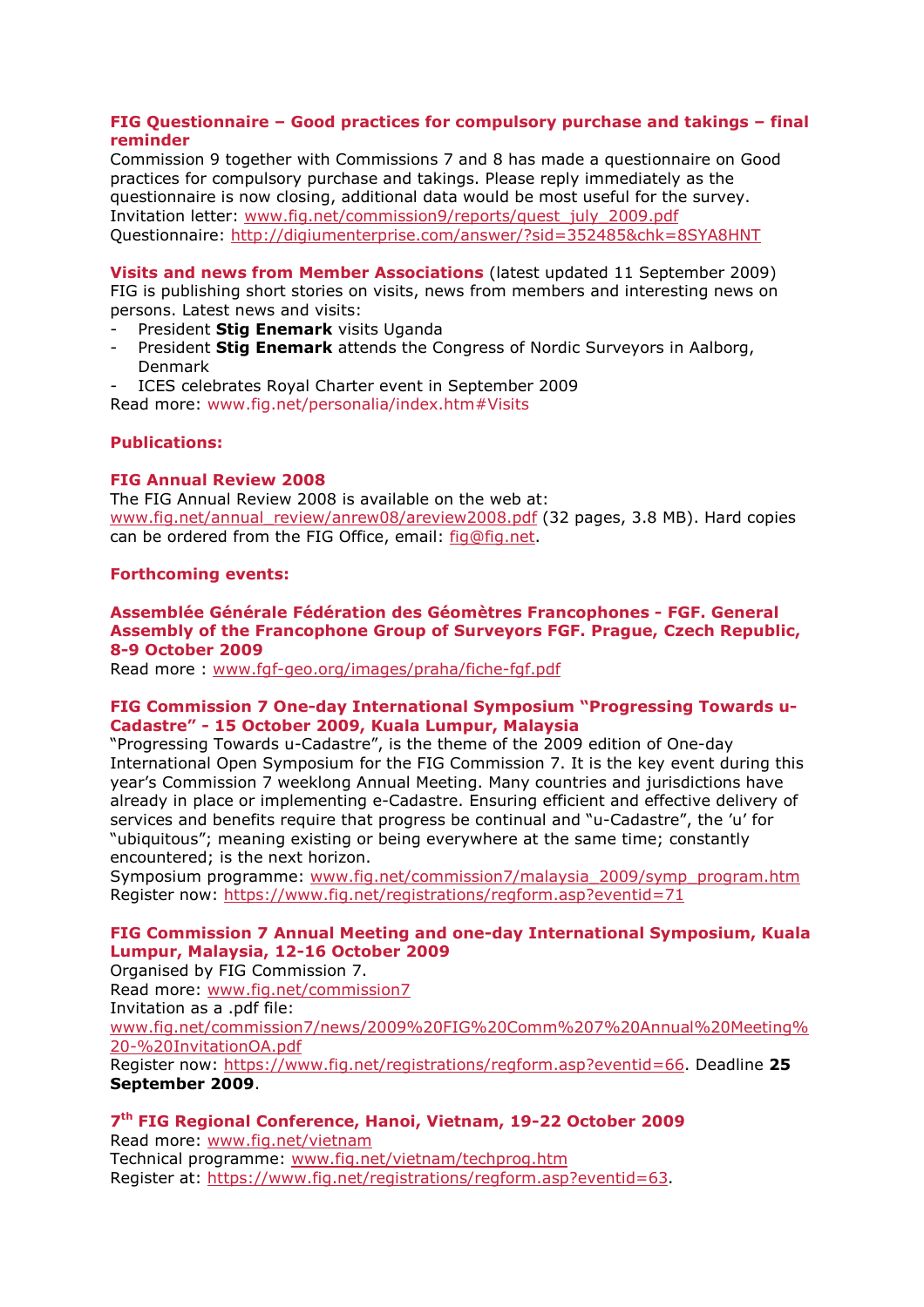### FIG Questionnaire – Good practices for compulsory purchase and takings – final reminder

Commission 9 together with Commissions 7 and 8 has made a questionnaire on Good practices for compulsory purchase and takings. Please reply immediately as the questionnaire is now closing, additional data would be most useful for the survey.
Invitation letter: www.fig.net/commission9/reports/quest_july_2009.pdf
Questionnaire: http://digiumenterprise.com/answer/?sid=352485&chk=8SYA8HNT

### Visits and news from Member Associations (latest updated 11 September 2009)

FIG is publishing short stories on visits, news from members and interesting news on persons. Latest news and visits:

- President **Stig Enemark** visits Uganda
- President **Stig Enemark** attends the Congress of Nordic Surveyors in Aalborg, Denmark
- ICES celebrates Royal Charter event in September 2009

Read more: www.fig.net/personalia/index.htm#Visits

## Publications:

### FIG Annual Review 2008

The FIG Annual Review 2008 is available on the web at:
www.fig.net/annual_review/anrew08/areview2008.pdf (32 pages, 3.8 MB). Hard copies can be ordered from the FIG Office, email: fig@fig.net.

## Forthcoming events:

### Assemblée Générale Fédération des Géomètres Francophones - FGF. General Assembly of the Francophone Group of Surveyors FGF. Prague, Czech Republic, 8-9 October 2009

Read more : www.fgf-geo.org/images/praha/fiche-fgf.pdf

### FIG Commission 7 One-day International Symposium "Progressing Towards u-Cadastre" - 15 October 2009, Kuala Lumpur, Malaysia

"Progressing Towards u-Cadastre", is the theme of the 2009 edition of One-day International Open Symposium for the FIG Commission 7. It is the key event during this year's Commission 7 weeklong Annual Meeting. Many countries and jurisdictions have already in place or implementing e-Cadastre. Ensuring efficient and effective delivery of services and benefits require that progress be continual and "u-Cadastre", the 'u' for "ubiquitous"; meaning existing or being everywhere at the same time; constantly encountered; is the next horizon.
Symposium programme: www.fig.net/commission7/malaysia_2009/symp_program.htm
Register now: https://www.fig.net/registrations/regform.asp?eventid=71

### FIG Commission 7 Annual Meeting and one-day International Symposium, Kuala Lumpur, Malaysia, 12-16 October 2009

Organised by FIG Commission 7.
Read more: www.fig.net/commission7
Invitation as a .pdf file:
www.fig.net/commission7/news/2009%20FIG%20Comm%207%20Annual%20Meeting%20-%20InvitationOA.pdf
Register now: https://www.fig.net/registrations/regform.asp?eventid=66. Deadline **25 September 2009**.

### 7th FIG Regional Conference, Hanoi, Vietnam, 19-22 October 2009

Read more: www.fig.net/vietnam
Technical programme: www.fig.net/vietnam/techprog.htm
Register at: https://www.fig.net/registrations/regform.asp?eventid=63.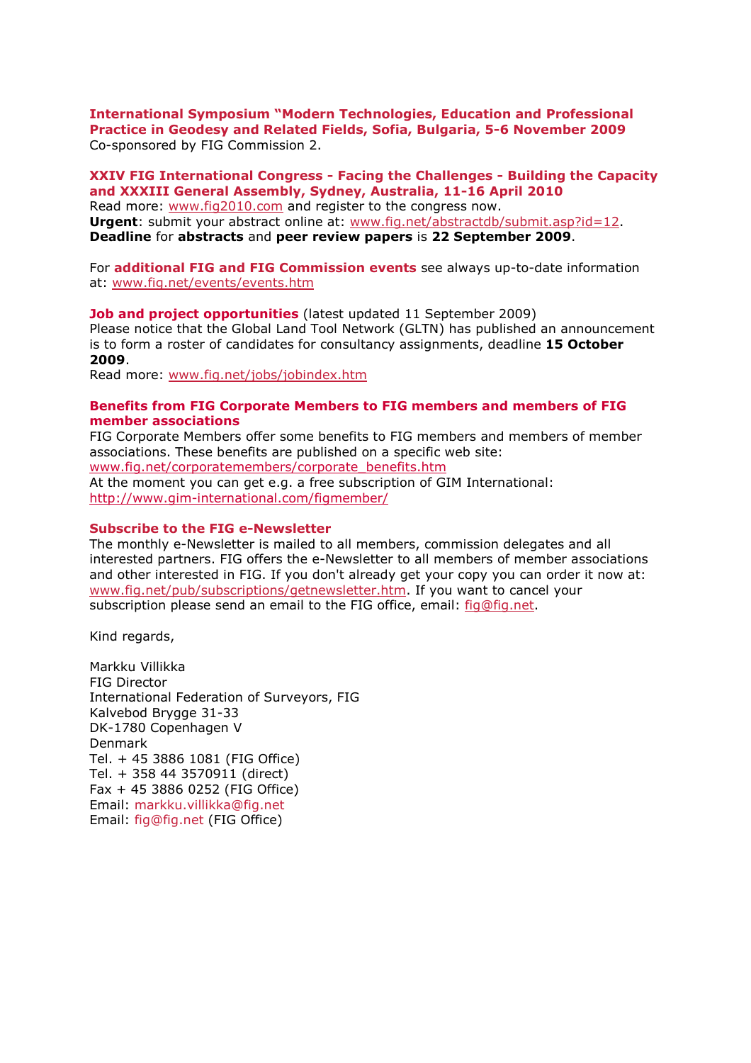**International Symposium "Modern Technologies, Education and Professional Practice in Geodesy and Related Fields, Sofia, Bulgaria, 5-6 November 2009**
Co-sponsored by FIG Commission 2.

**XXIV FIG International Congress - Facing the Challenges - Building the Capacity and XXXIII General Assembly, Sydney, Australia, 11-16 April 2010**
Read more: www.fig2010.com and register to the congress now.
**Urgent**: submit your abstract online at: www.fig.net/abstractdb/submit.asp?id=12.
**Deadline** for **abstracts** and **peer review papers** is **22 September 2009**.

For **additional FIG and FIG Commission events** see always up-to-date information at: www.fig.net/events/events.htm

**Job and project opportunities** (latest updated 11 September 2009)
Please notice that the Global Land Tool Network (GLTN) has published an announcement is to form a roster of candidates for consultancy assignments, deadline **15 October 2009**.
Read more: www.fig.net/jobs/jobindex.htm

**Benefits from FIG Corporate Members to FIG members and members of FIG member associations**
FIG Corporate Members offer some benefits to FIG members and members of member associations. These benefits are published on a specific web site:
www.fig.net/corporatemembers/corporate_benefits.htm
At the moment you can get e.g. a free subscription of GIM International:
http://www.gim-international.com/figmember/

**Subscribe to the FIG e-Newsletter**
The monthly e-Newsletter is mailed to all members, commission delegates and all interested partners. FIG offers the e-Newsletter to all members of member associations and other interested in FIG. If you don't already get your copy you can order it now at: www.fig.net/pub/subscriptions/getnewsletter.htm. If you want to cancel your subscription please send an email to the FIG office, email: fig@fig.net.

Kind regards,

Markku Villikka
FIG Director
International Federation of Surveyors, FIG
Kalvebod Brygge 31-33
DK-1780 Copenhagen V
Denmark
Tel. + 45 3886 1081 (FIG Office)
Tel. + 358 44 3570911 (direct)
Fax + 45 3886 0252 (FIG Office)
Email: markku.villikka@fig.net
Email: fig@fig.net (FIG Office)